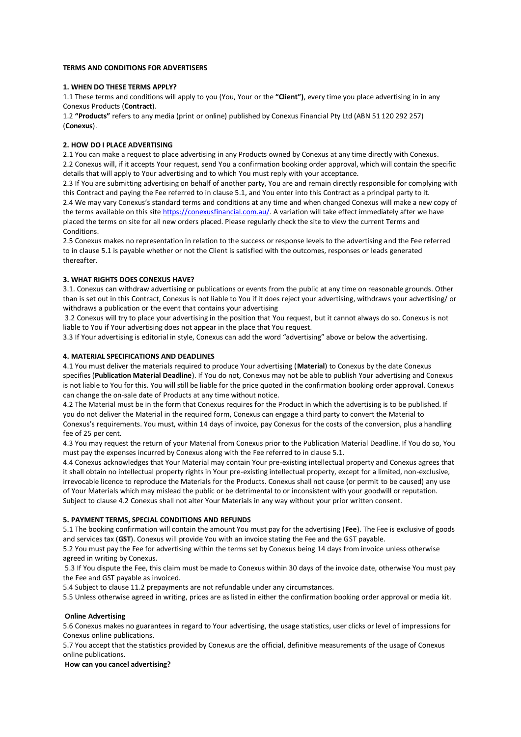**TERMS AND CONDITIONS FOR ADVERTISERS**

**1. WHEN DO THESE TERMS APPLY?**

1.1 These terms and conditions will apply to you (You, Your or the **"Client")**, every time you place advertising in in any Conexus Products (**Contract**).

1.2 **"Products"** refers to any media (print or online) published by Conexus Financial Pty Ltd (ABN 51 120 292 257) (**Conexus**).

**2. HOW DO I PLACE ADVERTISING**

2.1 You can make a request to place advertising in any Products owned by Conexus at any time directly with Conexus.

2.2 Conexus will, if it accepts Your request, send You a confirmation booking order approval, which will contain the specific details that will apply to Your advertising and to which You must reply with your acceptance.

2.3 If You are submitting advertising on behalf of another party, You are and remain directly responsible for complying with this Contract and paying the Fee referred to in clause 5.1, and You enter into this Contract as a principal party to it.

2.4 We may vary Conexus's standard terms and conditions at any time and when changed Conexus will make a new copy of the terms available on this site https://conexusfinancial.com.au/. A variation will take effect immediately after we have placed the terms on site for all new orders placed. Please regularly check the site to view the current Terms and Conditions.

2.5 Conexus makes no representation in relation to the success or response levels to the advertising and the Fee referred to in clause 5.1 is payable whether or not the Client is satisfied with the outcomes, responses or leads generated thereafter.

**3. WHAT RIGHTS DOES CONEXUS HAVE?**

3.1. Conexus can withdraw advertising or publications or events from the public at any time on reasonable grounds. Other than is set out in this Contract, Conexus is not liable to You if it does reject your advertising, withdraws your advertising/ or withdraws a publication or the event that contains your advertising

3.2 Conexus will try to place your advertising in the position that You request, but it cannot always do so. Conexus is not liable to You if Your advertising does not appear in the place that You request.

3.3 If Your advertising is editorial in style, Conexus can add the word "advertising" above or below the advertising.

**4. MATERIAL SPECIFICATIONS AND DEADLINES**

4.1 You must deliver the materials required to produce Your advertising (**Material**) to Conexus by the date Conexus specifies (**Publication Material Deadline**). If You do not, Conexus may not be able to publish Your advertising and Conexus is not liable to You for this. You will still be liable for the price quoted in the confirmation booking order approval. Conexus can change the on-sale date of Products at any time without notice.

4.2 The Material must be in the form that Conexus requires for the Product in which the advertising is to be published. If you do not deliver the Material in the required form, Conexus can engage a third party to convert the Material to Conexus's requirements. You must, within 14 days of invoice, pay Conexus for the costs of the conversion, plus a handling fee of 25 per cent.

4.3 You may request the return of your Material from Conexus prior to the Publication Material Deadline. If You do so, You must pay the expenses incurred by Conexus along with the Fee referred to in clause 5.1.

4.4 Conexus acknowledges that Your Material may contain Your pre-existing intellectual property and Conexus agrees that it shall obtain no intellectual property rights in Your pre-existing intellectual property, except for a limited, non-exclusive, irrevocable licence to reproduce the Materials for the Products. Conexus shall not cause (or permit to be caused) any use of Your Materials which may mislead the public or be detrimental to or inconsistent with your goodwill or reputation. Subject to clause 4.2 Conexus shall not alter Your Materials in any way without your prior written consent.

**5. PAYMENT TERMS, SPECIAL CONDITIONS AND REFUNDS**

5.1 The booking confirmation will contain the amount You must pay for the advertising (**Fee**). The Fee is exclusive of goods and services tax (**GST**). Conexus will provide You with an invoice stating the Fee and the GST payable.

5.2 You must pay the Fee for advertising within the terms set by Conexus being 14 days from invoice unless otherwise agreed in writing by Conexus.

5.3 If You dispute the Fee, this claim must be made to Conexus within 30 days of the invoice date, otherwise You must pay the Fee and GST payable as invoiced.

5.4 Subject to clause 11.2 prepayments are not refundable under any circumstances.

5.5 Unless otherwise agreed in writing, prices are as listed in either the confirmation booking order approval or media kit.

**Online Advertising**

5.6 Conexus makes no guarantees in regard to Your advertising, the usage statistics, user clicks or level of impressions for Conexus online publications.

5.7 You accept that the statistics provided by Conexus are the official, definitive measurements of the usage of Conexus online publications.

**How can you cancel advertising?**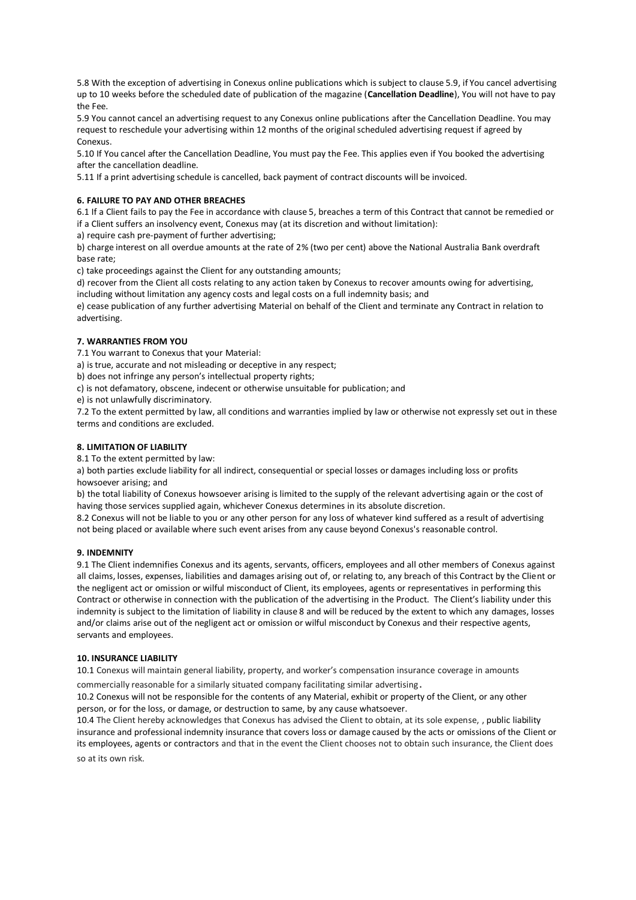5.8 With the exception of advertising in Conexus online publications which is subject to clause 5.9, if You cancel advertising up to 10 weeks before the scheduled date of publication of the magazine (**Cancellation Deadline**), You will not have to pay the Fee.

5.9 You cannot cancel an advertising request to any Conexus online publications after the Cancellation Deadline. You may request to reschedule your advertising within 12 months of the original scheduled advertising request if agreed by Conexus.

5.10 If You cancel after the Cancellation Deadline, You must pay the Fee. This applies even if You booked the advertising after the cancellation deadline.

5.11 If a print advertising schedule is cancelled, back payment of contract discounts will be invoiced.

**6. FAILURE TO PAY AND OTHER BREACHES**

6.1 If a Client fails to pay the Fee in accordance with clause 5, breaches a term of this Contract that cannot be remedied or if a Client suffers an insolvency event, Conexus may (at its discretion and without limitation):

a) require cash pre-payment of further advertising;

b) charge interest on all overdue amounts at the rate of 2% (two per cent) above the National Australia Bank overdraft base rate;

c) take proceedings against the Client for any outstanding amounts;

d) recover from the Client all costs relating to any action taken by Conexus to recover amounts owing for advertising, including without limitation any agency costs and legal costs on a full indemnity basis; and

e) cease publication of any further advertising Material on behalf of the Client and terminate any Contract in relation to advertising.

**7. WARRANTIES FROM YOU**

7.1 You warrant to Conexus that your Material:

a) is true, accurate and not misleading or deceptive in any respect;

b) does not infringe any person's intellectual property rights;

c) is not defamatory, obscene, indecent or otherwise unsuitable for publication; and

e) is not unlawfully discriminatory.

7.2 To the extent permitted by law, all conditions and warranties implied by law or otherwise not expressly set out in these terms and conditions are excluded.

**8. LIMITATION OF LIABILITY**

8.1 To the extent permitted by law:

a) both parties exclude liability for all indirect, consequential or special losses or damages including loss or profits howsoever arising; and

b) the total liability of Conexus howsoever arising is limited to the supply of the relevant advertising again or the cost of having those services supplied again, whichever Conexus determines in its absolute discretion.

8.2 Conexus will not be liable to you or any other person for any loss of whatever kind suffered as a result of advertising not being placed or available where such event arises from any cause beyond Conexus's reasonable control.

**9. INDEMNITY**

9.1 The Client indemnifies Conexus and its agents, servants, officers, employees and all other members of Conexus against all claims, losses, expenses, liabilities and damages arising out of, or relating to, any breach of this Contract by the Client or the negligent act or omission or wilful misconduct of Client, its employees, agents or representatives in performing this Contract or otherwise in connection with the publication of the advertising in the Product. The Client's liability under this indemnity is subject to the limitation of liability in clause 8 and will be reduced by the extent to which any damages, losses and/or claims arise out of the negligent act or omission or wilful misconduct by Conexus and their respective agents, servants and employees.

**10. INSURANCE LIABILITY**

10.1 Conexus will maintain general liability, property, and worker's compensation insurance coverage in amounts commercially reasonable for a similarly situated company facilitating similar advertising.

10.2 Conexus will not be responsible for the contents of any Material, exhibit or property of the Client, or any other person, or for the loss, or damage, or destruction to same, by any cause whatsoever.

10.4 The Client hereby acknowledges that Conexus has advised the Client to obtain, at its sole expense, , public liability insurance and professional indemnity insurance that covers loss or damage caused by the acts or omissions of the Client or its employees, agents or contractors and that in the event the Client chooses not to obtain such insurance, the Client does so at its own risk.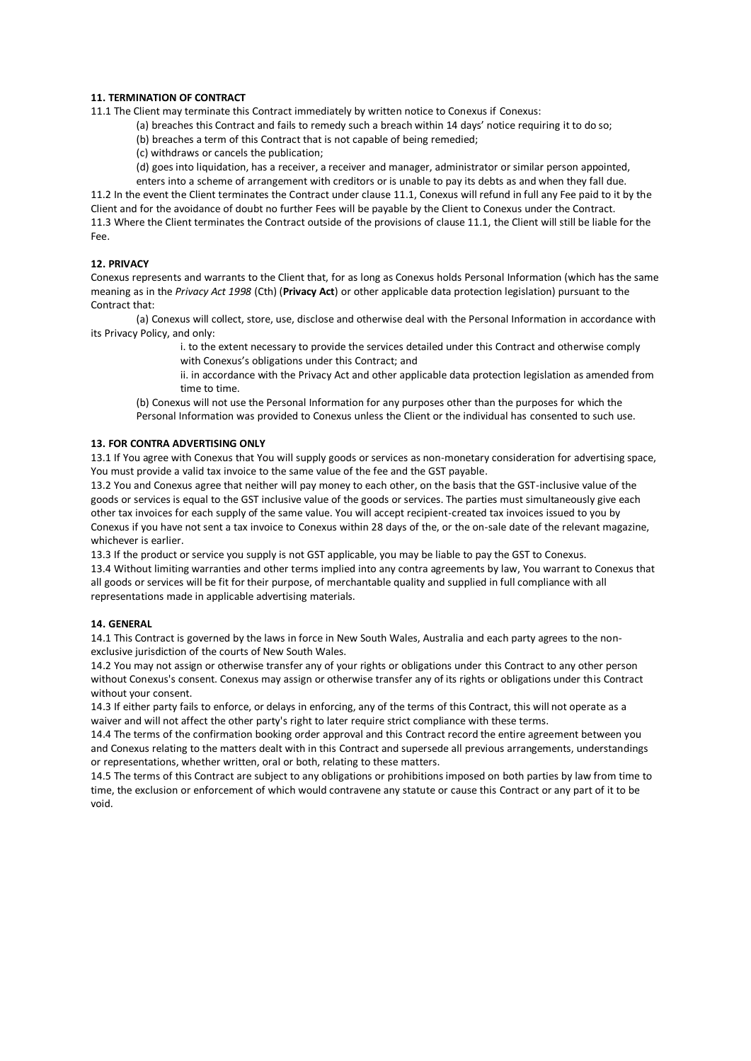**11. TERMINATION OF CONTRACT**

11.1 The Client may terminate this Contract immediately by written notice to Conexus if Conexus:

(a) breaches this Contract and fails to remedy such a breach within 14 days' notice requiring it to do so;

(b) breaches a term of this Contract that is not capable of being remedied;

(c) withdraws or cancels the publication;

(d) goes into liquidation, has a receiver, a receiver and manager, administrator or similar person appointed, enters into a scheme of arrangement with creditors or is unable to pay its debts as and when they fall due.

11.2 In the event the Client terminates the Contract under clause 11.1, Conexus will refund in full any Fee paid to it by the Client and for the avoidance of doubt no further Fees will be payable by the Client to Conexus under the Contract.

11.3 Where the Client terminates the Contract outside of the provisions of clause 11.1, the Client will still be liable for the Fee.

**12. PRIVACY**

Conexus represents and warrants to the Client that, for as long as Conexus holds Personal Information (which has the same meaning as in the *Privacy Act 1998* (Cth) (**Privacy Act**) or other applicable data protection legislation) pursuant to the Contract that:

(a) Conexus will collect, store, use, disclose and otherwise deal with the Personal Information in accordance with its Privacy Policy, and only:

i. to the extent necessary to provide the services detailed under this Contract and otherwise comply with Conexus's obligations under this Contract; and

ii. in accordance with the Privacy Act and other applicable data protection legislation as amended from time to time.

(b) Conexus will not use the Personal Information for any purposes other than the purposes for which the Personal Information was provided to Conexus unless the Client or the individual has consented to such use.

**13. FOR CONTRA ADVERTISING ONLY**

13.1 If You agree with Conexus that You will supply goods or services as non-monetary consideration for advertising space, You must provide a valid tax invoice to the same value of the fee and the GST payable.

13.2 You and Conexus agree that neither will pay money to each other, on the basis that the GST-inclusive value of the goods or services is equal to the GST inclusive value of the goods or services. The parties must simultaneously give each other tax invoices for each supply of the same value. You will accept recipient-created tax invoices issued to you by Conexus if you have not sent a tax invoice to Conexus within 28 days of the, or the on-sale date of the relevant magazine, whichever is earlier.

13.3 If the product or service you supply is not GST applicable, you may be liable to pay the GST to Conexus.

13.4 Without limiting warranties and other terms implied into any contra agreements by law, You warrant to Conexus that all goods or services will be fit for their purpose, of merchantable quality and supplied in full compliance with all representations made in applicable advertising materials.

**14. GENERAL**

14.1 This Contract is governed by the laws in force in New South Wales, Australia and each party agrees to the non-exclusive jurisdiction of the courts of New South Wales.

14.2 You may not assign or otherwise transfer any of your rights or obligations under this Contract to any other person without Conexus's consent. Conexus may assign or otherwise transfer any of its rights or obligations under this Contract without your consent.

14.3 If either party fails to enforce, or delays in enforcing, any of the terms of this Contract, this will not operate as a waiver and will not affect the other party's right to later require strict compliance with these terms.

14.4 The terms of the confirmation booking order approval and this Contract record the entire agreement between you and Conexus relating to the matters dealt with in this Contract and supersede all previous arrangements, understandings or representations, whether written, oral or both, relating to these matters.

14.5 The terms of this Contract are subject to any obligations or prohibitions imposed on both parties by law from time to time, the exclusion or enforcement of which would contravene any statute or cause this Contract or any part of it to be void.